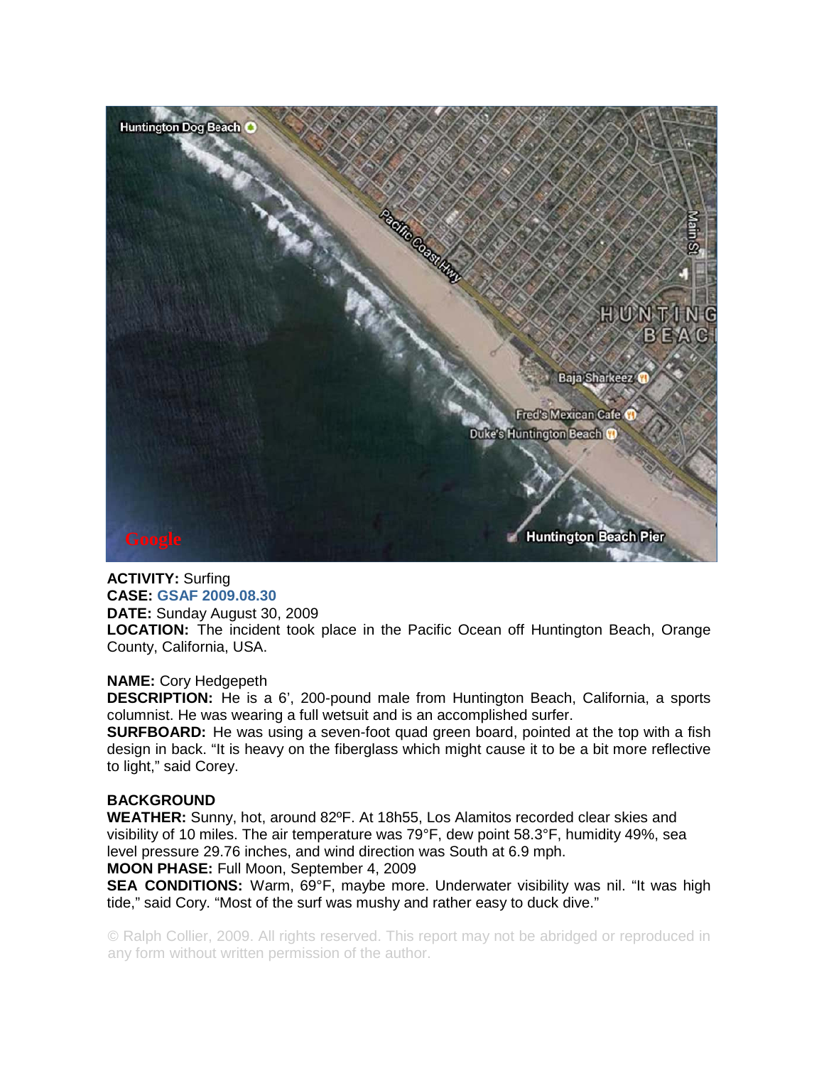**ACTIVITY:** Surfing
**CASE:** GSAF 2009.08.30
**DATE:** Sunday August 30, 2009
**LOCATION:** The incident took place in the Pacific Ocean off Huntington Beach, Orange County, California, USA.

**NAME:** Cory Hedgepeth
**DESCRIPTION:** He is a 6', 200-pound male from Huntington Beach, California, a sports columnist. He was wearing a full wetsuit and is an accomplished surfer.
**SURFBOARD:** He was using a seven-foot quad green board, pointed at the top with a fish design in back. "It is heavy on the fiberglass which might cause it to be a bit more reflective to light," said Corey.

**BACKGROUND**
**WEATHER:** Sunny, hot, around 82ºF. At 18h55, Los Alamitos recorded clear skies and visibility of 10 miles. The air temperature was 79°F, dew point 58.3°F, humidity 49%, sea level pressure 29.76 inches, and wind direction was South at 6.9 mph.
**MOON PHASE:** Full Moon, September 4, 2009
**SEA CONDITIONS:** Warm, 69°F, maybe more. Underwater visibility was nil. "It was high tide," said Cory. "Most of the surf was mushy and rather easy to duck dive."

© Ralph Collier, 2009. All rights reserved. This report may not be abridged or reproduced in any form without written permission of the author.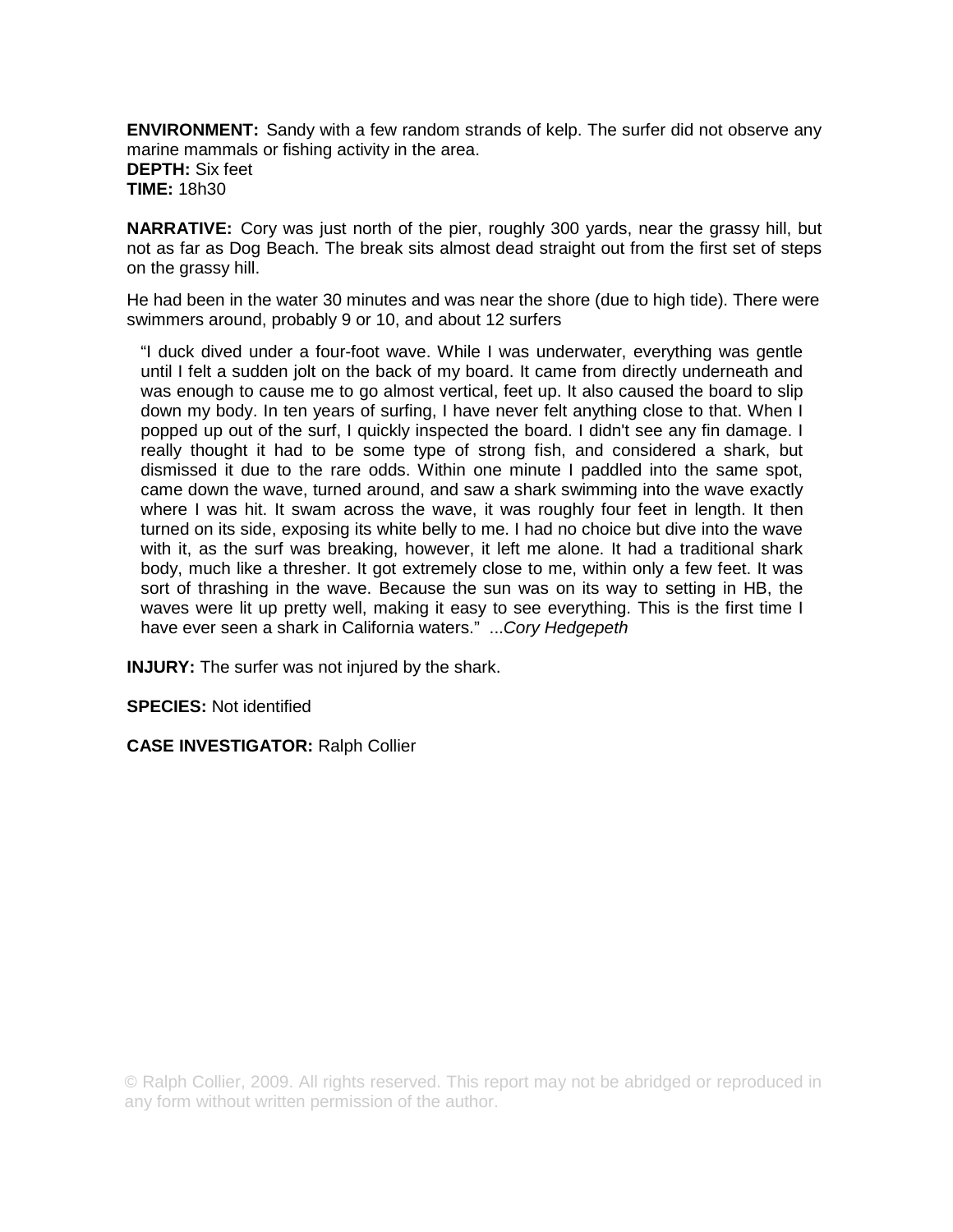**ENVIRONMENT:** Sandy with a few random strands of kelp. The surfer did not observe any marine mammals or fishing activity in the area.
**DEPTH:** Six feet
**TIME:** 18h30

**NARRATIVE:** Cory was just north of the pier, roughly 300 yards, near the grassy hill, but not as far as Dog Beach. The break sits almost dead straight out from the first set of steps on the grassy hill.

He had been in the water 30 minutes and was near the shore (due to high tide). There were swimmers around, probably 9 or 10, and about 12 surfers

> "I duck dived under a four-foot wave. While I was underwater, everything was gentle until I felt a sudden jolt on the back of my board. It came from directly underneath and was enough to cause me to go almost vertical, feet up. It also caused the board to slip down my body. In ten years of surfing, I have never felt anything close to that. When I popped up out of the surf, I quickly inspected the board. I didn't see any fin damage. I really thought it had to be some type of strong fish, and considered a shark, but dismissed it due to the rare odds. Within one minute I paddled into the same spot, came down the wave, turned around, and saw a shark swimming into the wave exactly where I was hit. It swam across the wave, it was roughly four feet in length. It then turned on its side, exposing its white belly to me. I had no choice but dive into the wave with it, as the surf was breaking, however, it left me alone. It had a traditional shark body, much like a thresher. It got extremely close to me, within only a few feet. It was sort of thrashing in the wave. Because the sun was on its way to setting in HB, the waves were lit up pretty well, making it easy to see everything. This is the first time I have ever seen a shark in California waters." ...*Cory Hedgepeth*

**INJURY:** The surfer was not injured by the shark.

**SPECIES:** Not identified

**CASE INVESTIGATOR:** Ralph Collier

© Ralph Collier, 2009. All rights reserved. This report may not be abridged or reproduced in any form without written permission of the author.